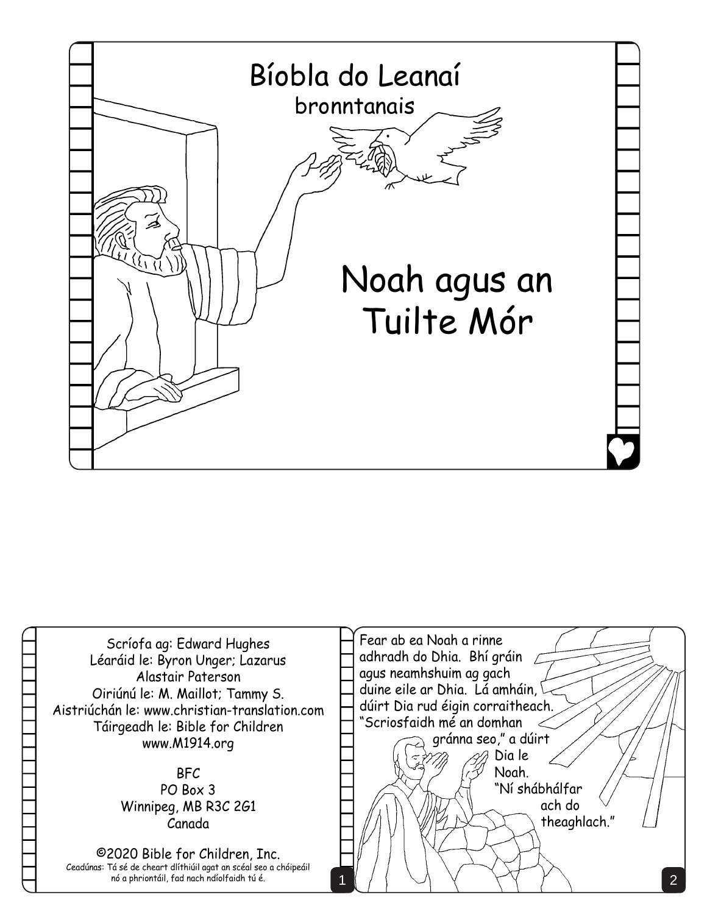# Bíobla do Leanaí

bronntanais

# Noah agus an Tuilte Mór

Scríofa ag: Edward Hughes
Léaráid le: Byron Unger; Lazarus Alastair Paterson
Oiriúnú le: M. Maillot; Tammy S.
Aistriúchán le: www.christian-translation.com
Táirgeadh le: Bible for Children
www.M1914.org

BFC
PO Box 3
Winnipeg, MB R3C 2G1
Canada

©2020 Bible for Children, Inc.
Ceadúnas: Tá sé de cheart dlíthiúil agat an scéal seo a chóipeáil nó a phriontáil, fad nach ndíolfaidh tú é.

Fear ab ea Noah a rinne adhradh do Dhia. Bhí gráin agus neamhshuim ag gach duine eile ar Dhia. Lá amháin, dúirt Dia rud éigin corraitheach. "Scriosfaidh mé an domhan gránna seo," a dúirt Dia le Noah. "Ní shábhálfar ach do theaghlach."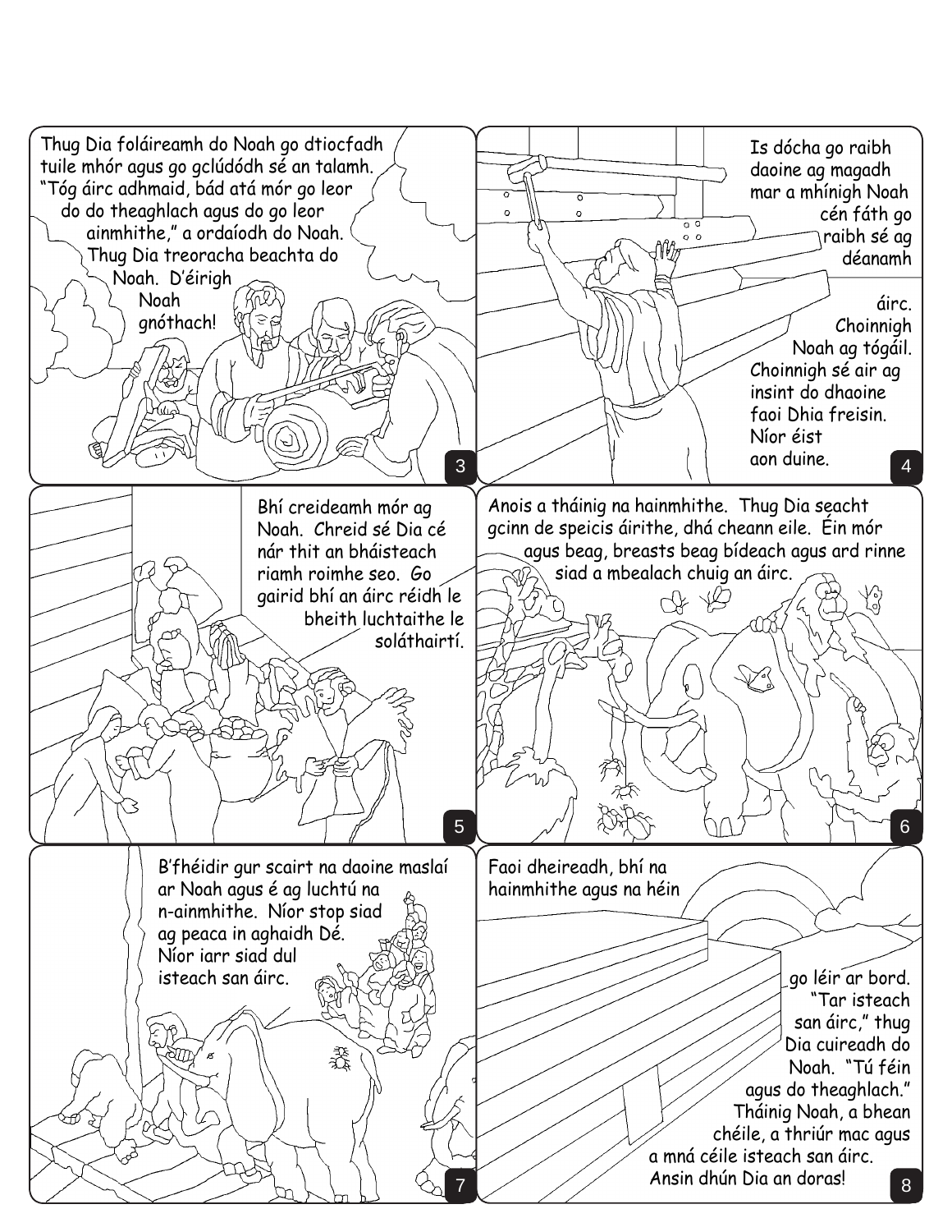Thug Dia foláireamh do Noah go dtiocfadh tuile mhór agus go gclúdódh sé an talamh. "Tóg áirc adhmaid, bád atá mór go leor do do theaghlach agus do go leor ainmhithe," a ordaíodh do Noah. Thug Dia treoracha beachta do Noah. D'éirigh Noah gnóthach!

Is dócha go raibh daoine ag magadh mar a mhínigh Noah cén fáth go raibh sé ag déanamh áirc. Choinnigh Noah ag tógáil. Choinnigh sé air ag insint do dhaoine faoi Dhia freisin. Níor éist aon duine.

Bhí creideamh mór ag Noah. Chreid sé Dia cé nár thit an bháisteach riamh roimhe seo. Go gairid bhí an áirc réidh le bheith luchtaithe le soláthairtí.

Anois a tháinig na hainmhithe. Thug Dia seacht gcinn de speicis áirithe, dhá cheann eile. Éin mór agus beag, breasts beag bídeach agus ard rinne siad a mbealach chuig an áirc.

B'fhéidir gur scairt na daoine maslaí ar Noah agus é ag luchtú na n-ainmhithe. Níor stop siad ag peaca in aghaidh Dé. Níor iarr siad dul isteach san áirc.

Faoi dheireadh, bhí na hainmhithe agus na héin go léir ar bord. "Tar isteach san áirc," thug Dia cuireadh do Noah. "Tú féin agus do theaghlach." Tháinig Noah, a bhean chéile, a thriúr mac agus a mná céile isteach san áirc. Ansin dhún Dia an doras!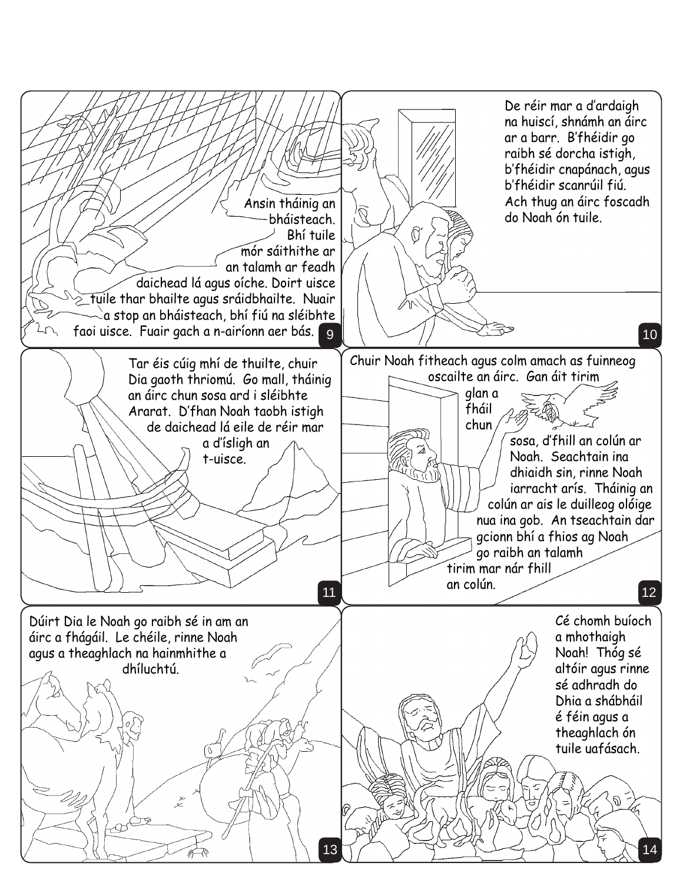Ansin tháinig an bháisteach. Bhí tuile mór sáithithe ar an talamh ar feadh daichead lá agus oíche. Doirt uisce tuile thar bhailte agus sráidbhailte. Nuair a stop an bháisteach, bhí fiú na sléibhte faoi uisce. Fuair gach a n-airíonn aer bás.

De réir mar a d'ardaigh na huiscí, shnámh an áirc ar a barr. B'fhéidir go raibh sé dorcha istigh, b'fhéidir cnapánach, agus b'fhéidir scanrúil fiú. Ach thug an áirc foscadh do Noah ón tuile.

Tar éis cúig mhí de thuilte, chuir Dia gaoth thriomú. Go mall, tháinig an áirc chun sosa ard i sléibhte Ararat. D'fhan Noah taobh istigh de daichead lá eile de réir mar a d'ísligh an t-uisce.

Chuir Noah fitheach agus colm amach as fuinneog oscailte an áirc. Gan áit tirim glan a fháil chun sosa, d'fhill an colún ar Noah. Seachtain ina dhiaidh sin, rinne Noah iarracht arís. Tháinig an colún ar ais le duilleog olóige nua ina gob. An tseachtain dar gcionn bhí a fhios ag Noah go raibh an talamh tirim mar nár fhill an colún.

Dúirt Dia le Noah go raibh sé in am an áirc a fhágáil. Le chéile, rinne Noah agus a theaghlach na hainmhithe a dhíluchtú.

Cé chomh buíoch a mhothaigh Noah! Thóg sé altóir agus rinne sé adhradh do Dhia a shábháil é féin agus a theaghlach ón tuile uafásach.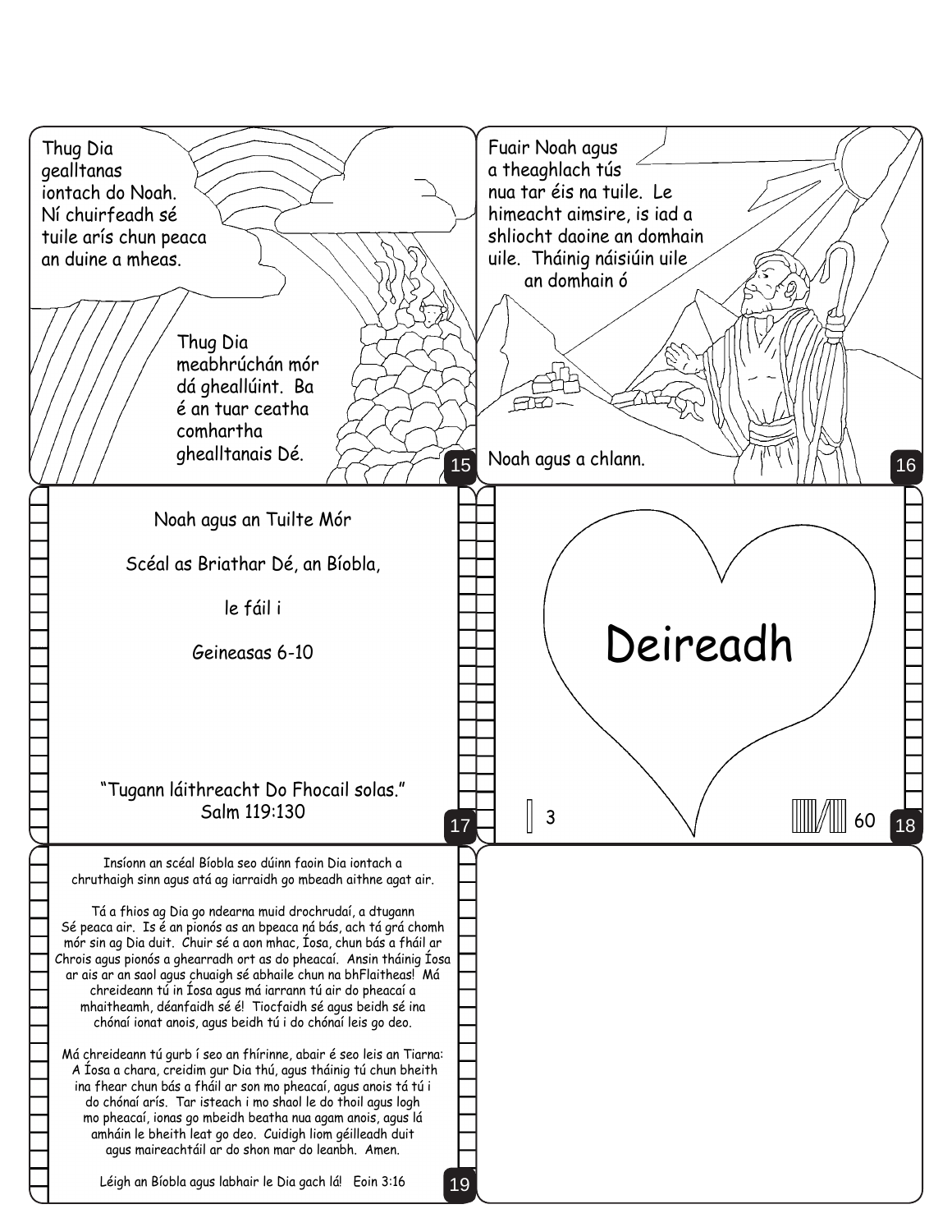Thug Dia gealltanas iontach do Noah. Ní chuirfeadh sé tuile arís chun peaca an duine a mheas.

Thug Dia meabhrúchán mór dá gheallúint. Ba é an tuar ceatha comhartha ghealltanais Dé.

Fuair Noah agus a theaghlach tús nua tar éis na tuile. Le himeacht aimsire, is iad a shliocht daoine an domhain uile. Tháinig náisiúin uile an domhain ó

Noah agus a chlann.

Noah agus an Tuilte Mór

Scéal as Briathar Dé, an Bíobla,

le fáil i

Geineasas 6-10

"Tugann láithreacht Do Fhocail solas."
Salm 119:130

Deireadh

3

60

Insíonn an scéal Bíobla seo dúinn faoin Dia iontach a chruthaigh sinn agus atá ag iarraidh go mbeadh aithne agat air.

Tá a fhios ag Dia go ndearna muid drochrudaí, a dtugann Sé peaca air. Is é an pionós as an bpeaca ná bás, ach tá grá chomh mór sin ag Dia duit. Chuir sé a aon mhac, Íosa, chun bás a fháil ar Chrois agus pionós a ghearradh ort as do pheacaí. Ansin tháinig Íosa ar ais ar an saol agus chuaigh sé abhaile chun na bhFlaitheas! Má chreideann tú in Íosa agus má iarrann tú air do pheacaí a mhaitheamh, déanfaidh sé é! Tiocfaidh sé agus beidh sé ina chónaí ionat anois, agus beidh tú i do chónaí leis go deo.

Má chreideann tú gurb í seo an fhírinne, abair é seo leis an Tiarna: A Íosa a chara, creidim gur Dia thú, agus tháinig tú chun bheith ina fhear chun bás a fháil ar son mo pheacaí, agus anois tá tú i do chónaí arís. Tar isteach i mo shaol le do thoil agus logh mo pheacaí, ionas go mbeidh beatha nua agam anois, agus lá amháin le bheith leat go deo. Cuidigh liom géilleadh duit agus maireachtáil ar do shon mar do leanbh. Amen.

Léigh an Bíobla agus labhair le Dia gach lá! Eoin 3:16